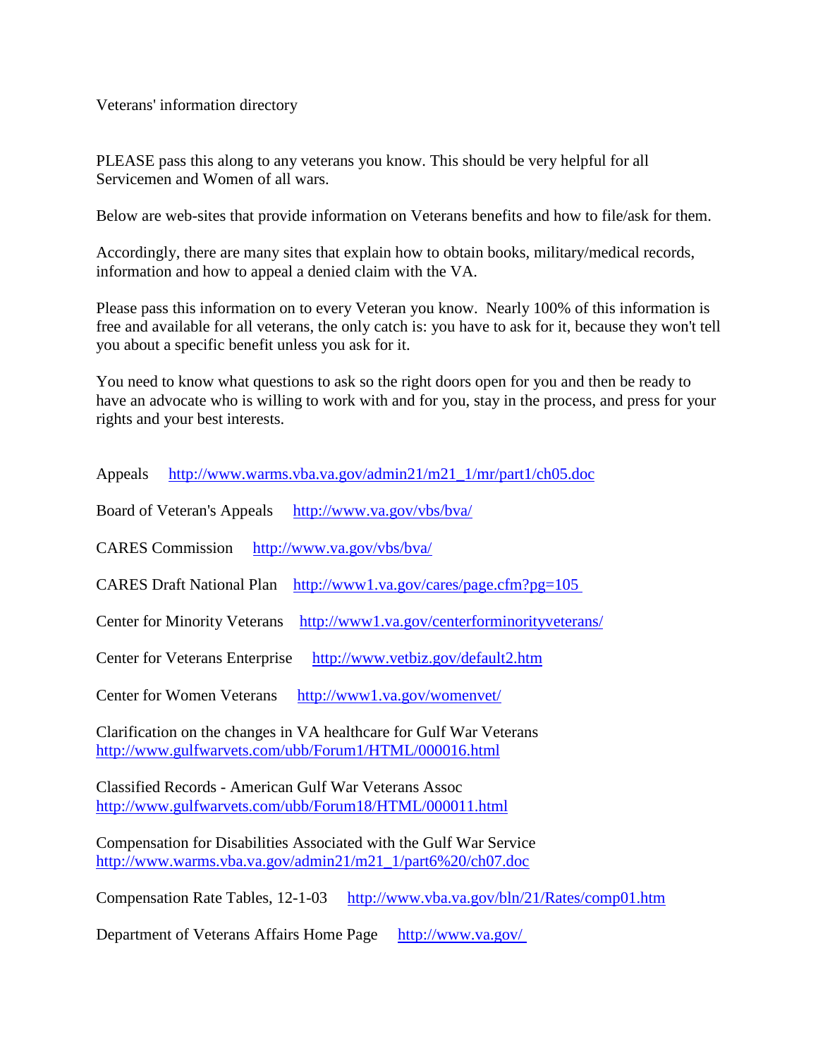Veterans' information directory

PLEASE pass this along to any veterans you know. This should be very helpful for all Servicemen and Women of all wars.

Below are web-sites that provide information on Veterans benefits and how to file/ask for them.

Accordingly, there are many sites that explain how to obtain books, military/medical records, information and how to appeal a denied claim with the VA.

Please pass this information on to every Veteran you know. Nearly 100% of this information is free and available for all veterans, the only catch is: you have to ask for it, because they won't tell you about a specific benefit unless you ask for it.

You need to know what questions to ask so the right doors open for you and then be ready to have an advocate who is willing to work with and for you, stay in the process, and press for your rights and your best interests.

Appeals http://www.warms.vba.va.gov/admin21/m21_1/mr/part1/ch05.doc

Board of Veteran's Appeals http://www.va.gov/vbs/bva/

CARES Commission http://www.va.gov/vbs/bva/

CARES Draft National Plan http://www1.va.gov/cares/page.cfm?pg=105

Center for Minority Veterans http://www1.va.gov/centerforminorityveterans/

Center for Veterans Enterprise http://www.vetbiz.gov/default2.htm

Center for Women Veterans http://www1.va.gov/womenvet/

Clarification on the changes in VA healthcare for Gulf War Veterans
http://www.gulfwarvets.com/ubb/Forum1/HTML/000016.html

Classified Records - American Gulf War Veterans Assoc
http://www.gulfwarvets.com/ubb/Forum18/HTML/000011.html

Compensation for Disabilities Associated with the Gulf War Service
http://www.warms.vba.va.gov/admin21/m21_1/part6%20/ch07.doc

Compensation Rate Tables, 12-1-03 http://www.vba.va.gov/bln/21/Rates/comp01.htm

Department of Veterans Affairs Home Page http://www.va.gov/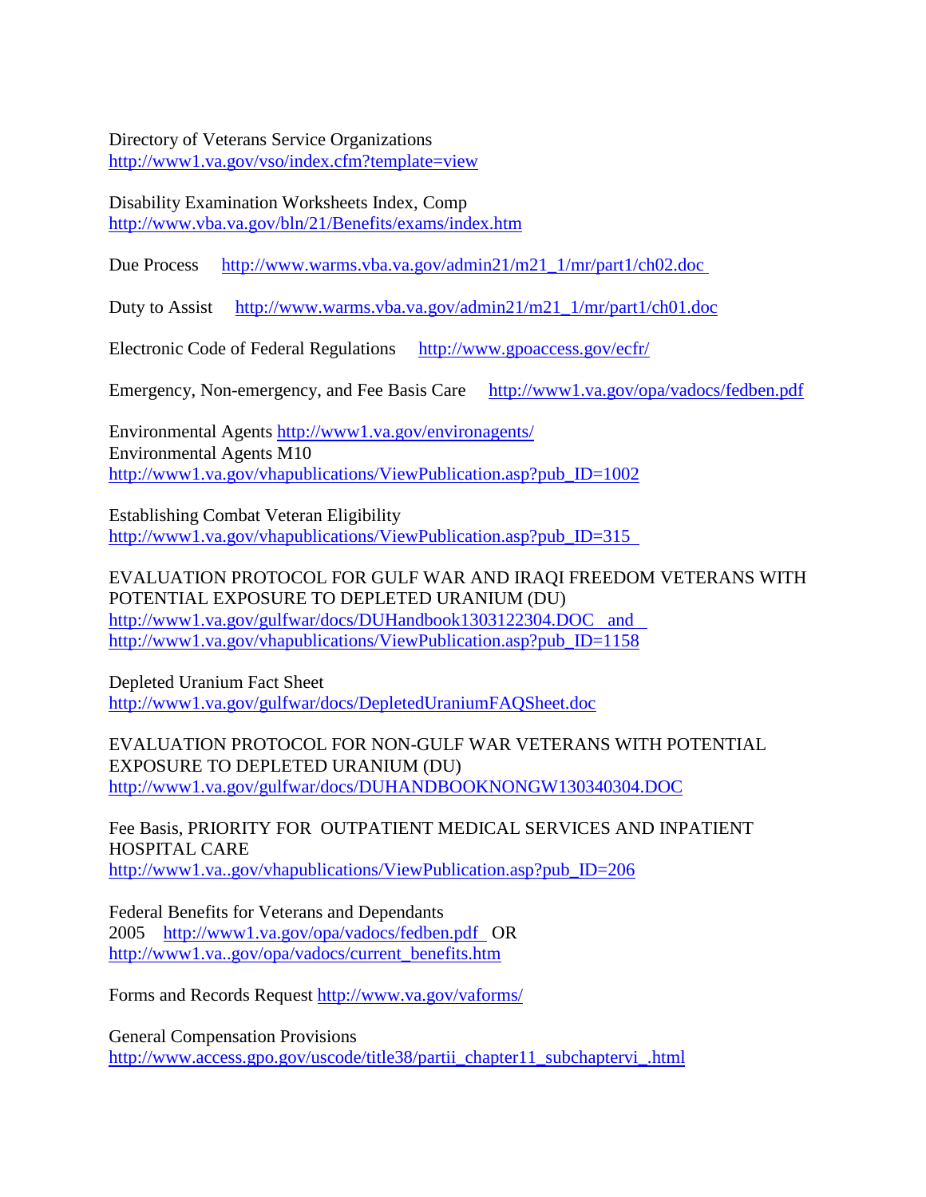Directory of Veterans Service Organizations
http://www1.va.gov/vso/index.cfm?template=view

Disability Examination Worksheets Index, Comp
http://www.vba.va.gov/bln/21/Benefits/exams/index.htm

Due Process http://www.warms.vba.va.gov/admin21/m21_1/mr/part1/ch02.doc

Duty to Assist http://www.warms.vba.va.gov/admin21/m21_1/mr/part1/ch01.doc

Electronic Code of Federal Regulations http://www.gpoaccess.gov/ecfr/

Emergency, Non-emergency, and Fee Basis Care http://www1.va.gov/opa/vadocs/fedben.pdf

Environmental Agents http://www1.va.gov/environagents/
Environmental Agents M10
http://www1.va.gov/vhapublications/ViewPublication.asp?pub_ID=1002

Establishing Combat Veteran Eligibility
http://www1.va.gov/vhapublications/ViewPublication.asp?pub_ID=315

EVALUATION PROTOCOL FOR GULF WAR AND IRAQI FREEDOM VETERANS WITH POTENTIAL EXPOSURE TO DEPLETED URANIUM (DU)
http://www1.va.gov/gulfwar/docs/DUHandbook1303122304.DOC and
http://www1.va.gov/vhapublications/ViewPublication.asp?pub_ID=1158

Depleted Uranium Fact Sheet
http://www1.va.gov/gulfwar/docs/DepletedUraniumFAQSheet.doc

EVALUATION PROTOCOL FOR NON-GULF WAR VETERANS WITH POTENTIAL EXPOSURE TO DEPLETED URANIUM (DU)
http://www1.va.gov/gulfwar/docs/DUHANDBOOKNONGW130340304.DOC

Fee Basis, PRIORITY FOR OUTPATIENT MEDICAL SERVICES AND INPATIENT HOSPITAL CARE
http://www1.va..gov/vhapublications/ViewPublication.asp?pub_ID=206

Federal Benefits for Veterans and Dependants
2005 http://www1.va.gov/opa/vadocs/fedben.pdf OR
http://www1.va..gov/opa/vadocs/current_benefits.htm

Forms and Records Request http://www.va.gov/vaforms/

General Compensation Provisions
http://www.access.gpo.gov/uscode/title38/partii_chapter11_subchaptervi_.html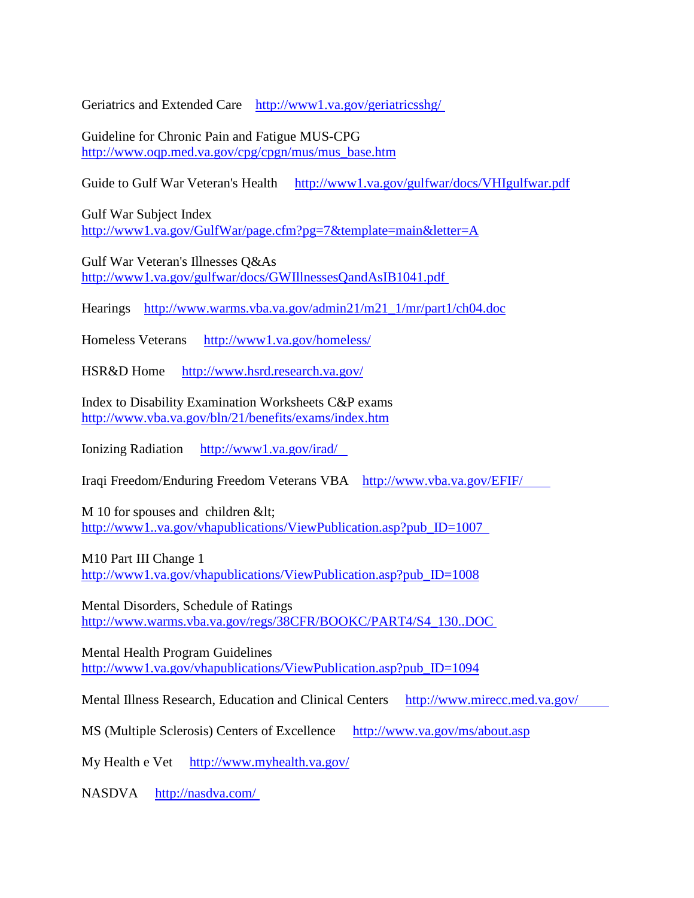Geriatrics and Extended Care http://www1.va.gov/geriatricsshg/

Guideline for Chronic Pain and Fatigue MUS-CPG
http://www.oqp.med.va.gov/cpg/cpgn/mus/mus_base.htm

Guide to Gulf War Veteran's Health http://www1.va.gov/gulfwar/docs/VHIgulfwar.pdf

Gulf War Subject Index
http://www1.va.gov/GulfWar/page.cfm?pg=7&template=main&letter=A

Gulf War Veteran's Illnesses Q&As
http://www1.va.gov/gulfwar/docs/GWIllnessesQandAsIB1041.pdf

Hearings http://www.warms.vba.va.gov/admin21/m21_1/mr/part1/ch04.doc

Homeless Veterans http://www1.va.gov/homeless/

HSR&D Home http://www.hsrd.research.va.gov/

Index to Disability Examination Worksheets C&P exams
http://www.vba.va.gov/bln/21/benefits/exams/index.htm

Ionizing Radiation http://www1.va.gov/irad/

Iraqi Freedom/Enduring Freedom Veterans VBA http://www.vba.va.gov/EFIF/

M 10 for spouses and children &lt;
http://www1..va.gov/vhapublications/ViewPublication.asp?pub_ID=1007

M10 Part III Change 1
http://www1.va.gov/vhapublications/ViewPublication.asp?pub_ID=1008

Mental Disorders, Schedule of Ratings
http://www.warms.vba.va.gov/regs/38CFR/BOOKC/PART4/S4_130..DOC

Mental Health Program Guidelines
http://www1.va.gov/vhapublications/ViewPublication.asp?pub_ID=1094

Mental Illness Research, Education and Clinical Centers http://www.mirecc.med.va.gov/

MS (Multiple Sclerosis) Centers of Excellence http://www.va.gov/ms/about.asp

My Health e Vet http://www.myhealth.va.gov/

NASDVA http://nasdva.com/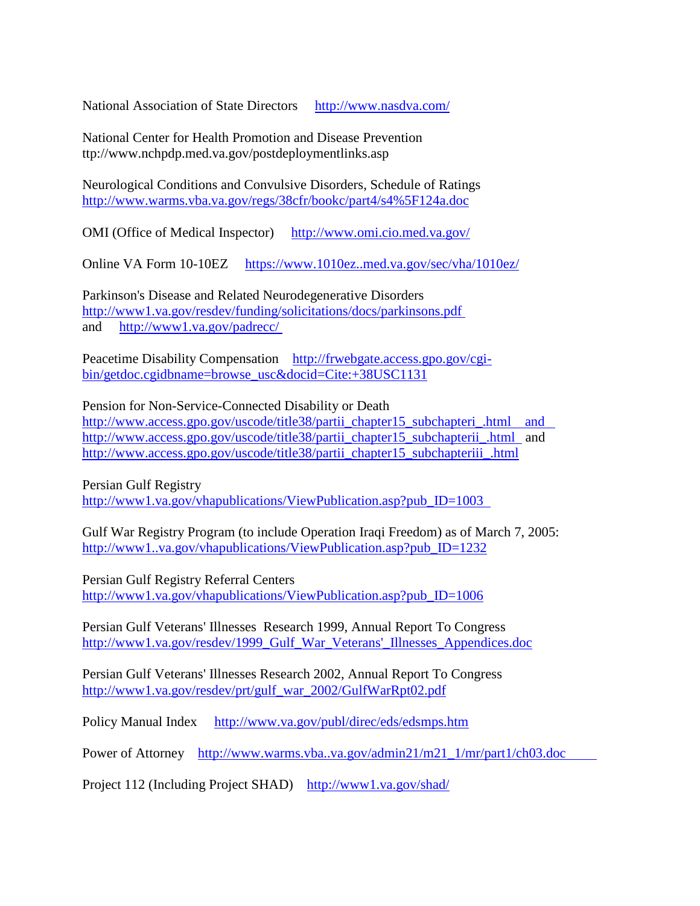National Association of State Directors http://www.nasdva.com/

National Center for Health Promotion and Disease Prevention
ttp://www.nchpdp.med.va.gov/postdeploymentlinks.asp

Neurological Conditions and Convulsive Disorders, Schedule of Ratings
http://www.warms.vba.va.gov/regs/38cfr/bookc/part4/s4%5F124a.doc

OMI (Office of Medical Inspector) http://www.omi.cio.med.va.gov/

Online VA Form 10-10EZ https://www.1010ez..med.va.gov/sec/vha/1010ez/

Parkinson's Disease and Related Neurodegenerative Disorders
http://www1.va.gov/resdev/funding/solicitations/docs/parkinsons.pdf
and http://www1.va.gov/padrecc/

Peacetime Disability Compensation http://frwebgate.access.gpo.gov/cgi-bin/getdoc.cgidbname=browse_usc&docid=Cite:+38USC1131

Pension for Non-Service-Connected Disability or Death
http://www.access.gpo.gov/uscode/title38/partii_chapter15_subchapteri_.html and
http://www.access.gpo.gov/uscode/title38/partii_chapter15_subchapterii_.html and
http://www.access.gpo.gov/uscode/title38/partii_chapter15_subchapteriii_.html

Persian Gulf Registry
http://www1.va.gov/vhapublications/ViewPublication.asp?pub_ID=1003

Gulf War Registry Program (to include Operation Iraqi Freedom) as of March 7, 2005:
http://www1..va.gov/vhapublications/ViewPublication.asp?pub_ID=1232

Persian Gulf Registry Referral Centers
http://www1.va.gov/vhapublications/ViewPublication.asp?pub_ID=1006

Persian Gulf Veterans' Illnesses Research 1999, Annual Report To Congress
http://www1.va.gov/resdev/1999_Gulf_War_Veterans'_Illnesses_Appendices.doc

Persian Gulf Veterans' Illnesses Research 2002, Annual Report To Congress
http://www1.va.gov/resdev/prt/gulf_war_2002/GulfWarRpt02.pdf

Policy Manual Index http://www.va.gov/publ/direc/eds/edsmps.htm

Power of Attorney http://www.warms.vba..va.gov/admin21/m21_1/mr/part1/ch03.doc

Project 112 (Including Project SHAD) http://www1.va.gov/shad/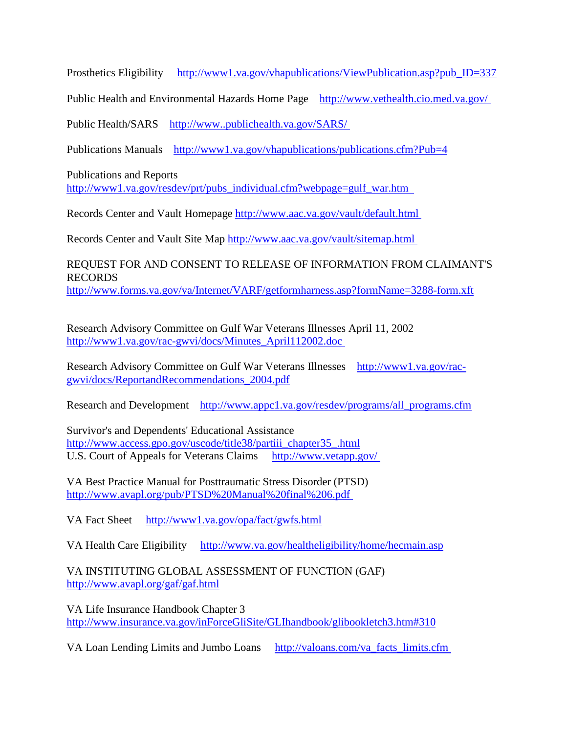Prosthetics Eligibility http://www1.va.gov/vhapublications/ViewPublication.asp?pub_ID=337

Public Health and Environmental Hazards Home Page http://www.vethealth.cio.med.va.gov/

Public Health/SARS http://www..publichealth.va.gov/SARS/

Publications Manuals http://www1.va.gov/vhapublications/publications.cfm?Pub=4

Publications and Reports
http://www1.va.gov/resdev/prt/pubs_individual.cfm?webpage=gulf_war.htm

Records Center and Vault Homepage http://www.aac.va.gov/vault/default.html

Records Center and Vault Site Map http://www.aac.va.gov/vault/sitemap.html

REQUEST FOR AND CONSENT TO RELEASE OF INFORMATION FROM CLAIMANT'S RECORDS
http://www.forms.va.gov/va/Internet/VARF/getformharness.asp?formName=3288-form.xft

Research Advisory Committee on Gulf War Veterans Illnesses April 11, 2002
http://www1.va.gov/rac-gwvi/docs/Minutes_April112002.doc

Research Advisory Committee on Gulf War Veterans Illnesses http://www1.va.gov/rac-gwvi/docs/ReportandRecommendations_2004.pdf

Research and Development http://www.appc1.va.gov/resdev/programs/all_programs.cfm

Survivor's and Dependents' Educational Assistance
http://www.access.gpo.gov/uscode/title38/partiii_chapter35_.html
U.S. Court of Appeals for Veterans Claims http://www.vetapp.gov/

VA Best Practice Manual for Posttraumatic Stress Disorder (PTSD)
http://www.avapl.org/pub/PTSD%20Manual%20final%206.pdf

VA Fact Sheet http://www1.va.gov/opa/fact/gwfs.html

VA Health Care Eligibility http://www.va.gov/healtheligibility/home/hecmain.asp

VA INSTITUTING GLOBAL ASSESSMENT OF FUNCTION (GAF)
http://www.avapl.org/gaf/gaf.html

VA Life Insurance Handbook Chapter 3
http://www.insurance.va.gov/inForceGliSite/GLIhandbook/glibookletch3.htm#310

VA Loan Lending Limits and Jumbo Loans http://valoans.com/va_facts_limits.cfm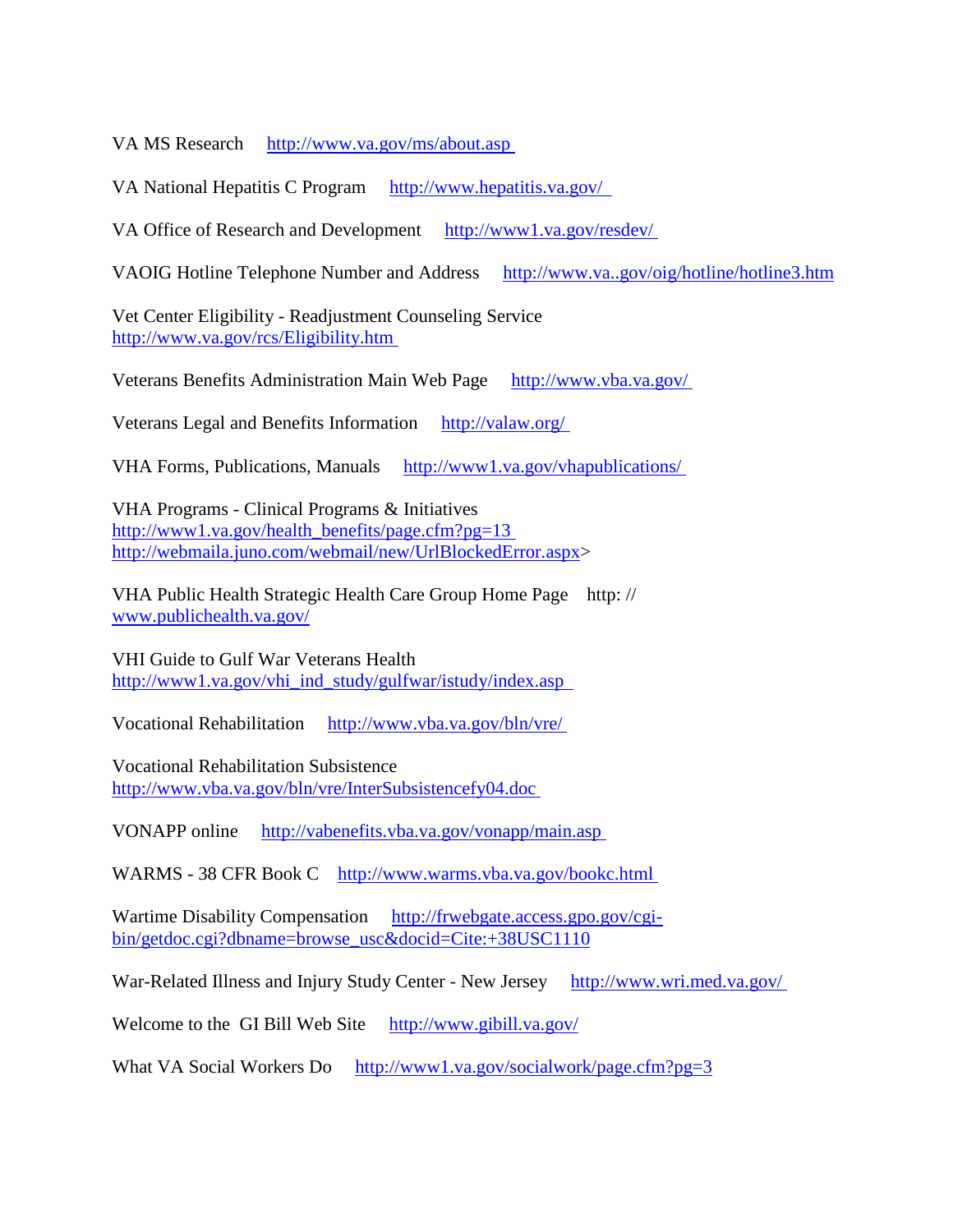VA MS Research http://www.va.gov/ms/about.asp

VA National Hepatitis C Program http://www.hepatitis.va.gov/

VA Office of Research and Development http://www1.va.gov/resdev/

VAOIG Hotline Telephone Number and Address http://www.va..gov/oig/hotline/hotline3.htm

Vet Center Eligibility - Readjustment Counseling Service
http://www.va.gov/rcs/Eligibility.htm

Veterans Benefits Administration Main Web Page http://www.vba.va.gov/

Veterans Legal and Benefits Information http://valaw.org/

VHA Forms, Publications, Manuals http://www1.va.gov/vhapublications/

VHA Programs - Clinical Programs & Initiatives
http://www1.va.gov/health_benefits/page.cfm?pg=13
http://webmaila.juno.com/webmail/new/UrlBlockedError.aspx>

VHA Public Health Strategic Health Care Group Home Page http: //
www.publichealth.va.gov/

VHI Guide to Gulf War Veterans Health
http://www1.va.gov/vhi_ind_study/gulfwar/istudy/index.asp

Vocational Rehabilitation http://www.vba.va.gov/bln/vre/

Vocational Rehabilitation Subsistence
http://www.vba.va.gov/bln/vre/InterSubsistencefy04.doc

VONAPP online http://vabenefits.vba.va.gov/vonapp/main.asp

WARMS - 38 CFR Book C http://www.warms.vba.va.gov/bookc.html

Wartime Disability Compensation http://frwebgate.access.gpo.gov/cgi-bin/getdoc.cgi?dbname=browse_usc&docid=Cite:+38USC1110

War-Related Illness and Injury Study Center - New Jersey http://www.wri.med.va.gov/

Welcome to the GI Bill Web Site http://www.gibill.va.gov/

What VA Social Workers Do http://www1.va.gov/socialwork/page.cfm?pg=3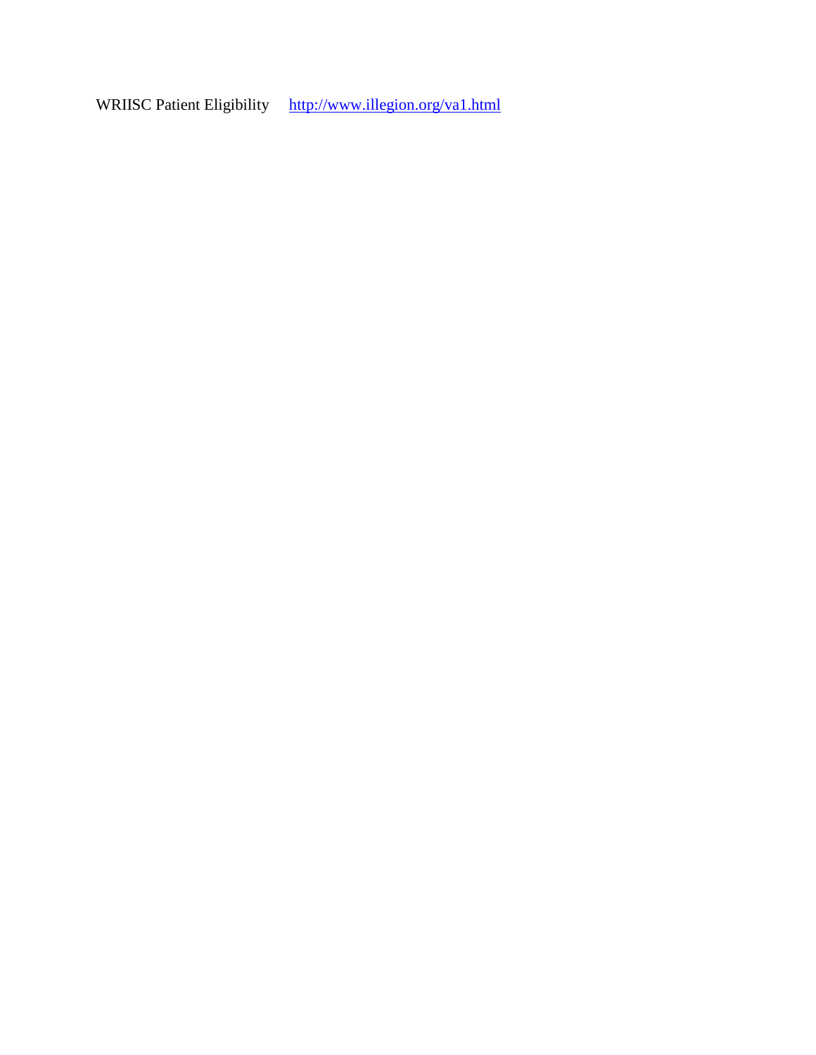WRIISC Patient Eligibility [http://www.illegion.org/va1.html](http://www.illegion.org/va1.html)